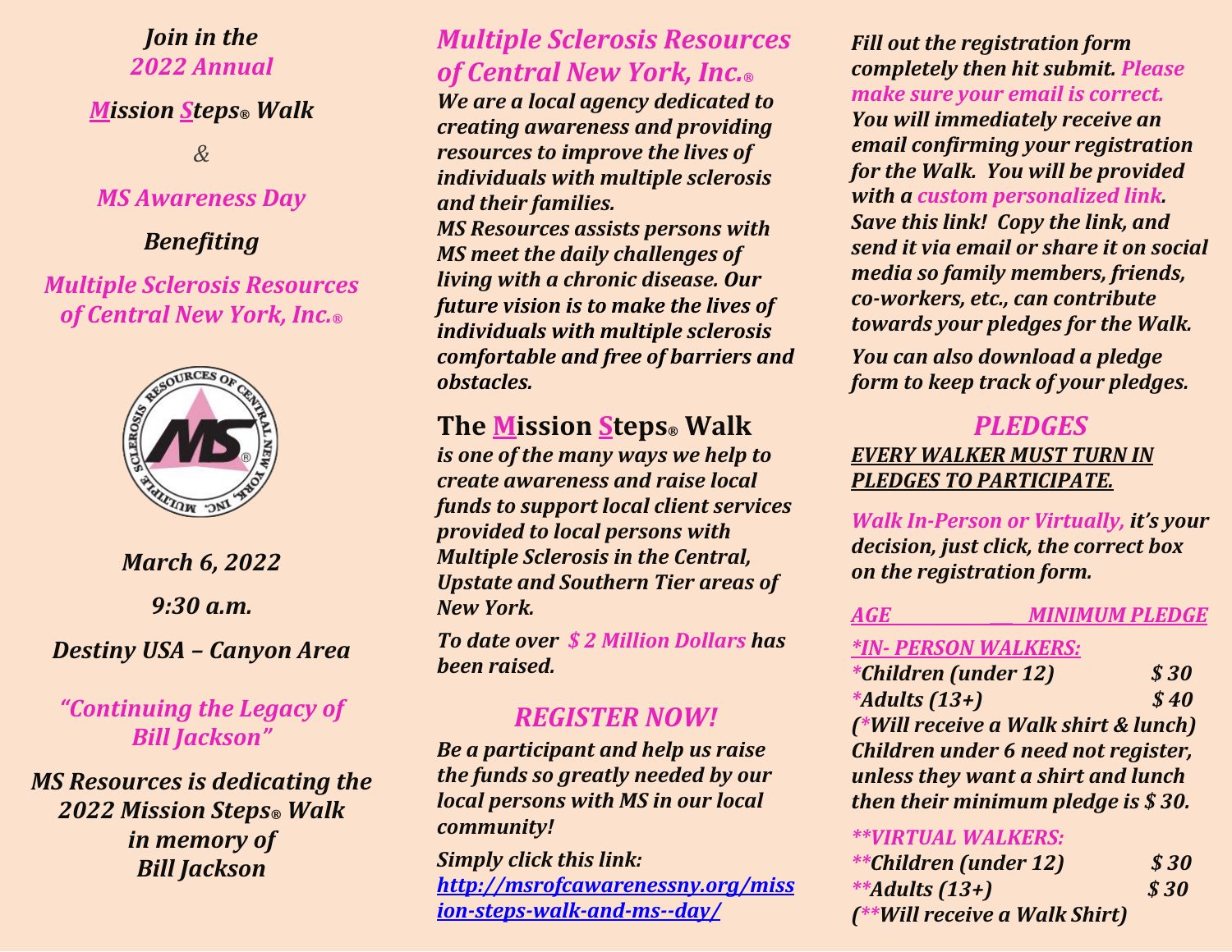*Join in the*
*2022 Annual*

***Mission Steps® Walk***

*&*

*MS Awareness Day*

***Benefiting***

***Multiple Sclerosis Resources of Central New York, Inc.®***

***March 6, 2022***

***9:30 a.m.***

***Destiny USA – Canyon Area***

***"Continuing the Legacy of Bill Jackson"***

***MS Resources is dedicating the 2022 Mission Steps® Walk in memory of Bill Jackson***

## *Multiple Sclerosis Resources of Central New York, Inc.®*

***We are a local agency dedicated to creating awareness and providing resources to improve the lives of individuals with multiple sclerosis and their families.***

***MS Resources assists persons with MS meet the daily challenges of living with a chronic disease. Our future vision is to make the lives of individuals with multiple sclerosis comfortable and free of barriers and obstacles.***

## The Mission Steps® Walk

***is one of the many ways we help to create awareness and raise local funds to support local client services provided to local persons with Multiple Sclerosis in the Central, Upstate and Southern Tier areas of New York.***

***To date over $ 2 Million Dollars has been raised.***

## *REGISTER NOW!*

***Be a participant and help us raise the funds so greatly needed by our local persons with MS in our local community!***

***Simply click this link:*** [http://msrofcawarenessny.org/mission-steps-walk-and-ms--day/](http://msrofcawarenessny.org/mission-steps-walk-and-ms--day/)

***Fill out the registration form completely then hit submit. Please make sure your email is correct. You will immediately receive an email confirming your registration for the Walk. You will be provided with a custom personalized link. Save this link! Copy the link, and send it via email or share it on social media so family members, friends, co-workers, etc., can contribute towards your pledges for the Walk.***

***You can also download a pledge form to keep track of your pledges.***

## *PLEDGES*

***EVERY WALKER MUST TURN IN PLEDGES TO PARTICIPATE.***

***Walk In-Person or Virtually, it's your decision, just click, the correct box on the registration form.***

| AGE | MINIMUM PLEDGE |
|---|---|
| ***\*IN- PERSON WALKERS:*** | |
| *Children (under 12) | $ 30 |
| *Adults (13+) | $ 40 |
| ***\*\*VIRTUAL WALKERS:*** | |
| **Children (under 12) | $ 30 |
| **Adults (13+) | $ 30 |

***(\*Will receive a Walk shirt & lunch) Children under 6 need not register, unless they want a shirt and lunch then their minimum pledge is $ 30.***

***(\*\*Will receive a Walk Shirt)***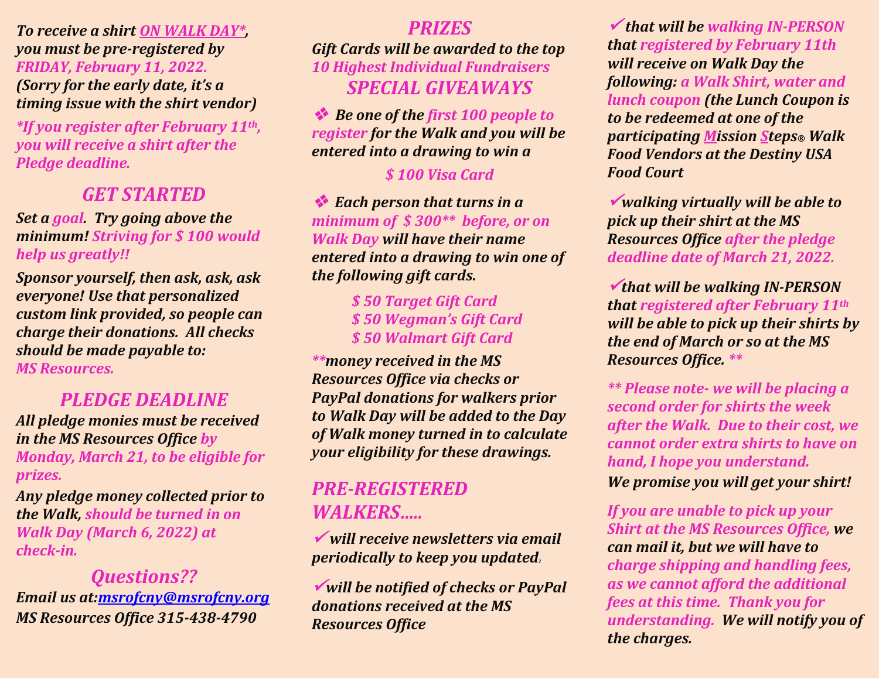*To receive a shirt ON WALK DAY*\*, you must be pre-registered by FRIDAY, February 11, 2022. (Sorry for the early date, it's a timing issue with the shirt vendor)*

*\*If you register after February 11th, you will receive a shirt after the Pledge deadline.*

## GET STARTED

*Set a goal. Try going above the minimum! Striving for $ 100 would help us greatly!!*

*Sponsor yourself, then ask, ask, ask everyone! Use that personalized custom link provided, so people can charge their donations. All checks should be made payable to: MS Resources.*

## PLEDGE DEADLINE

*All pledge monies must be received in the MS Resources Office by Monday, March 21, to be eligible for prizes.*

*Any pledge money collected prior to the Walk, should be turned in on Walk Day (March 6, 2022) at check-in.*

## Questions??

*Email us at: msrofcny@msrofcny.org*
*MS Resources Office 315-438-4790*

## PRIZES

*Gift Cards will be awarded to the top 10 Highest Individual Fundraisers*

## SPECIAL GIVEAWAYS

❖ *Be one of the first 100 people to register for the Walk and you will be entered into a drawing to win a*

*$ 100 Visa Card*

❖ *Each person that turns in a minimum of $ 300\*\* before, or on Walk Day will have their name entered into a drawing to win one of the following gift cards.*

*$ 50 Target Gift Card*
*$ 50 Wegman's Gift Card*
*$ 50 Walmart Gift Card*

*\*\*money received in the MS Resources Office via checks or PayPal donations for walkers prior to Walk Day will be added to the Day of Walk money turned in to calculate your eligibility for these drawings.*

## PRE-REGISTERED WALKERS…..

✔ *will receive newsletters via email periodically to keep you updated.*

✔ *will be notified of checks or PayPal donations received at the MS Resources Office*

✔ *that will be walking IN-PERSON that registered by February 11th will receive on Walk Day the following: a Walk Shirt, water and lunch coupon (the Lunch Coupon is to be redeemed at one of the participating Mission Steps® Walk Food Vendors at the Destiny USA Food Court*

✔ *walking virtually will be able to pick up their shirt at the MS Resources Office after the pledge deadline date of March 21, 2022.*

✔ *that will be walking IN-PERSON that registered after February 11th will be able to pick up their shirts by the end of March or so at the MS Resources Office. \*\**

*\*\* Please note- we will be placing a second order for shirts the week after the Walk. Due to their cost, we cannot order extra shirts to have on hand, I hope you understand.*
*We promise you will get your shirt!*

*If you are unable to pick up your Shirt at the MS Resources Office, we can mail it, but we will have to charge shipping and handling fees, as we cannot afford the additional fees at this time. Thank you for understanding. We will notify you of the charges.*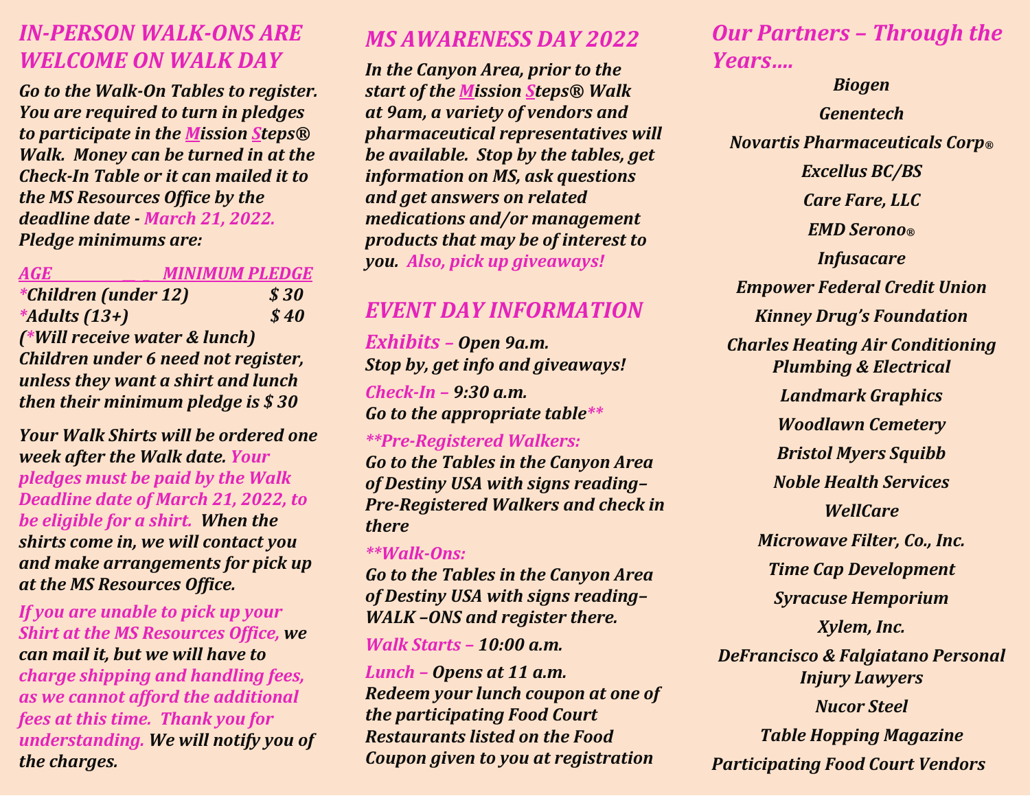## *IN-PERSON WALK-ONS ARE WELCOME ON WALK DAY*

***Go to the Walk-On Tables to register. You are required to turn in pledges to participate in the Mission Steps® Walk. Money can be turned in at the Check-In Table or it can mailed it to the MS Resources Office by the deadline date - March 21, 2022. Pledge minimums are:***

| AGE | MINIMUM PLEDGE |
|---|---|
| *Children (under 12) | $ 30 |
| *Adults (13+) | $ 40 |

***(*Will receive water & lunch) Children under 6 need not register, unless they want a shirt and lunch then their minimum pledge is $ 30***

***Your Walk Shirts will be ordered one week after the Walk date. Your pledges must be paid by the Walk Deadline date of March 21, 2022, to be eligible for a shirt. When the shirts come in, we will contact you and make arrangements for pick up at the MS Resources Office.***

***If you are unable to pick up your Shirt at the MS Resources Office, we can mail it, but we will have to charge shipping and handling fees, as we cannot afford the additional fees at this time. Thank you for understanding. We will notify you of the charges.***

## *MS AWARENESS DAY 2022*

***In the Canyon Area, prior to the start of the Mission Steps® Walk at 9am, a variety of vendors and pharmaceutical representatives will be available. Stop by the tables, get information on MS, ask questions and get answers on related medications and/or management products that may be of interest to you. Also, pick up giveaways!***

## *EVENT DAY INFORMATION*

***Exhibits – Open 9a.m.***
***Stop by, get info and giveaways!***

***Check-In – 9:30 a.m.***
***Go to the appropriate table*****

*****Pre-Registered Walkers:***
***Go to the Tables in the Canyon Area of Destiny USA with signs reading– Pre-Registered Walkers and check in there***

*****Walk-Ons:***
***Go to the Tables in the Canyon Area of Destiny USA with signs reading– WALK –ONS and register there.***

***Walk Starts – 10:00 a.m.***

***Lunch – Opens at 11 a.m.***
***Redeem your lunch coupon at one of the participating Food Court Restaurants listed on the Food Coupon given to you at registration***

## *Our Partners – Through the Years….*

***Biogen***
***Genentech***
***Novartis Pharmaceuticals Corp®***
***Excellus BC/BS***
***Care Fare, LLC***
***EMD Serono®***
***Infusacare***
***Empower Federal Credit Union***
***Kinney Drug's Foundation***
***Charles Heating Air Conditioning Plumbing & Electrical***
***Landmark Graphics***
***Woodlawn Cemetery***
***Bristol Myers Squibb***
***Noble Health Services***
***WellCare***
***Microwave Filter, Co., Inc.***
***Time Cap Development***
***Syracuse Hemporium***
***Xylem, Inc.***
***DeFrancisco & Falgiatano Personal Injury Lawyers***
***Nucor Steel***
***Table Hopping Magazine***
***Participating Food Court Vendors***